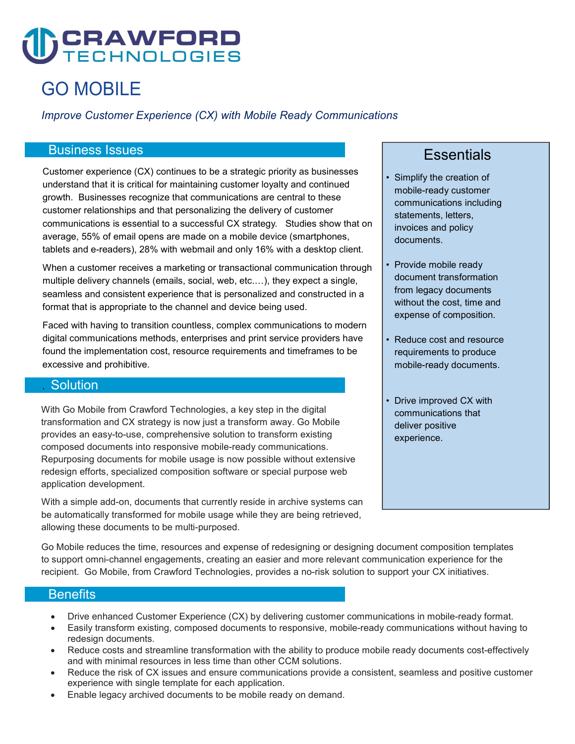# CRAWFORD TECHNOLOGIES

# GO MOBILE

*Improve Customer Experience (CX) with Mobile Ready Communications*

## Business Issues

Customer experience (CX) continues to be a strategic priority as businesses understand that it is critical for maintaining customer loyalty and continued growth. Businesses recognize that communications are central to these customer relationships and that personalizing the delivery of customer communications is essential to a successful CX strategy. Studies show that on average, 55% of email opens are made on a mobile device (smartphones, tablets and e-readers), 28% with webmail and only 16% with a desktop client.

When a customer receives a marketing or transactional communication through multiple delivery channels (emails, social, web, etc.…), they expect a single, seamless and consistent experience that is personalized and constructed in a format that is appropriate to the channel and device being used.

Faced with having to transition countless, complex communications to modern digital communications methods, enterprises and print service providers have found the implementation cost, resource requirements and timeframes to be excessive and prohibitive.

## Solution

With Go Mobile from Crawford Technologies, a key step in the digital transformation and CX strategy is now just a transform away. Go Mobile provides an easy-to-use, comprehensive solution to transform existing composed documents into responsive mobile-ready communications. Repurposing documents for mobile usage is now possible without extensive redesign efforts, specialized composition software or special purpose web application development.

With a simple add-on, documents that currently reside in archive systems can be automatically transformed for mobile usage while they are being retrieved, allowing these documents to be multi-purposed.

## Essentials

- Simplify the creation of mobile-ready customer communications including statements, letters, invoices and policy documents.
- Provide mobile ready document transformation from legacy documents without the cost, time and expense of composition.
- Reduce cost and resource requirements to produce mobile-ready documents.
- Drive improved CX with communications that deliver positive experience.

Go Mobile reduces the time, resources and expense of redesigning or designing document composition templates to support omni-channel engagements, creating an easier and more relevant communication experience for the recipient. Go Mobile, from Crawford Technologies, provides a no-risk solution to support your CX initiatives.

## Benefits

- Drive enhanced Customer Experience (CX) by delivering customer communications in mobile-ready format.
- Easily transform existing, composed documents to responsive, mobile-ready communications without having to redesign documents.
- Reduce costs and streamline transformation with the ability to produce mobile ready documents cost-effectively and with minimal resources in less time than other CCM solutions.
- Reduce the risk of CX issues and ensure communications provide a consistent, seamless and positive customer experience with single template for each application.
- Enable legacy archived documents to be mobile ready on demand.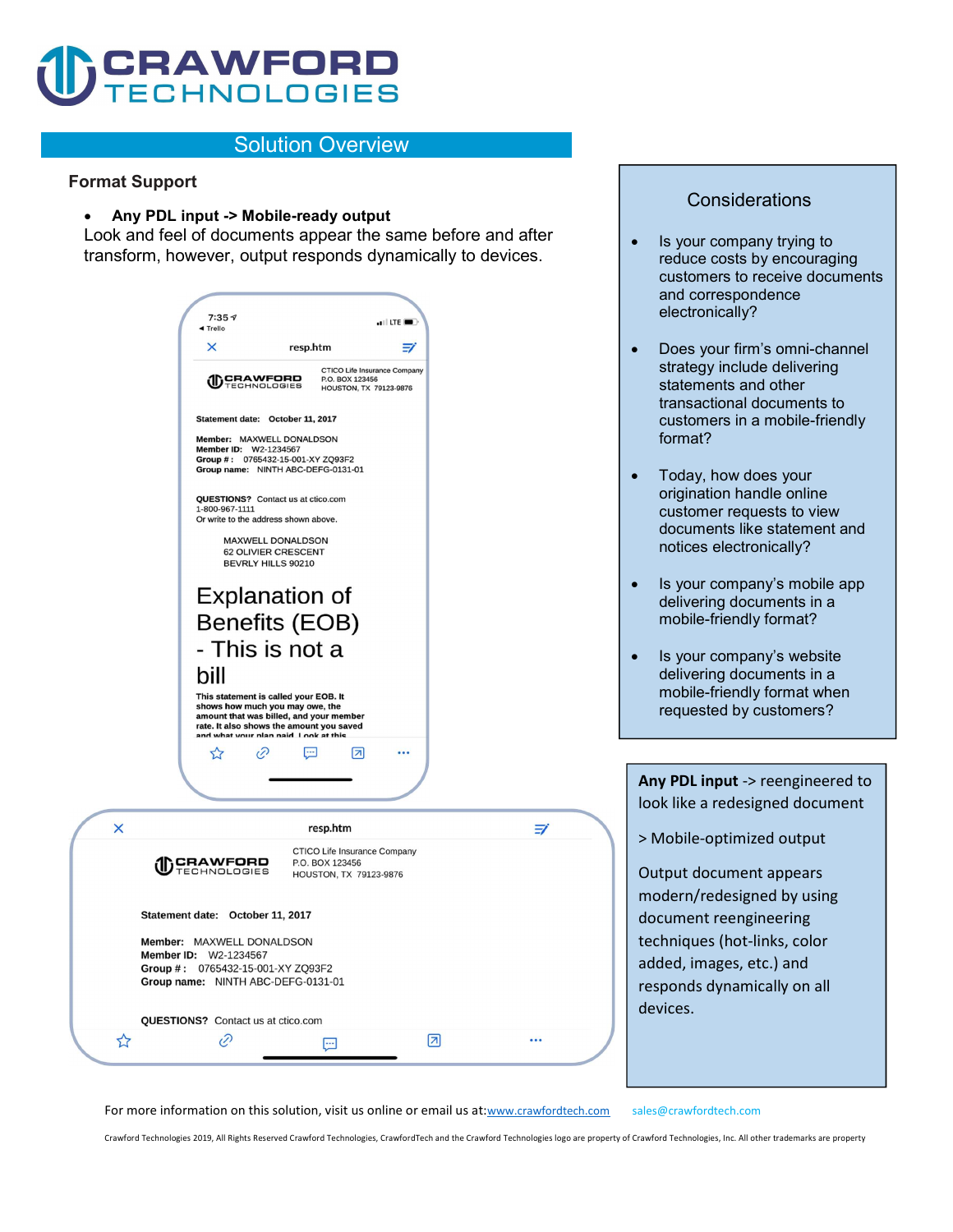# CRAWFORD TECHNOLOGIES

## Solution Overview

### Format Support

- **Any PDL input -> Mobile-ready output**

Look and feel of documents appear the same before and after transform, however, output responds dynamically to devices.

7:35
◂ Trello

resp.htm

CRAWFORD TECHNOLOGIES

CTICO Life Insurance Company
P.O. BOX 123456
HOUSTON, TX 79123-9876

**Statement date:** **October 11, 2017**

**Member:** MAXWELL DONALDSON
**Member ID:** W2-1234567
**Group #:** 0765432-15-001-XY ZQ93F2
**Group name:** NINTH ABC-DEFG-0131-01

**QUESTIONS?** Contact us at ctico.com
1-800-967-1111
Or write to the address shown above.

MAXWELL DONALDSON
62 OLIVIER CRESCENT
BEVRLY HILLS 90210

Explanation of Benefits (EOB) - This is not a bill

**This statement is called your EOB. It shows how much you may owe, the amount that was billed, and your member rate. It also shows the amount you saved and what your plan paid. Look at this**

resp.htm

CRAWFORD TECHNOLOGIES

CTICO Life Insurance Company
P.O. BOX 123456
HOUSTON, TX 79123-9876

**Statement date:** **October 11, 2017**

**Member:** MAXWELL DONALDSON
**Member ID:** W2-1234567
**Group #:** 0765432-15-001-XY ZQ93F2
**Group name:** NINTH ABC-DEFG-0131-01

**QUESTIONS?** Contact us at ctico.com

### Considerations

- Is your company trying to reduce costs by encouraging customers to receive documents and correspondence electronically?
- Does your firm's omni-channel strategy include delivering statements and other transactional documents to customers in a mobile-friendly format?
- Today, how does your origination handle online customer requests to view documents like statement and notices electronically?
- Is your company's mobile app delivering documents in a mobile-friendly format?
- Is your company's website delivering documents in a mobile-friendly format when requested by customers?

**Any PDL input** -> reengineered to look like a redesigned document

> Mobile-optimized output

Output document appears modern/redesigned by using document reengineering techniques (hot-links, color added, images, etc.) and responds dynamically on all devices.

For more information on this solution, visit us online or email us at: www.crawfordtech.com sales@crawfordtech.com

Crawford Technologies 2019, All Rights Reserved Crawford Technologies, CrawfordTech and the Crawford Technologies logo are property of Crawford Technologies, Inc. All other trademarks are property